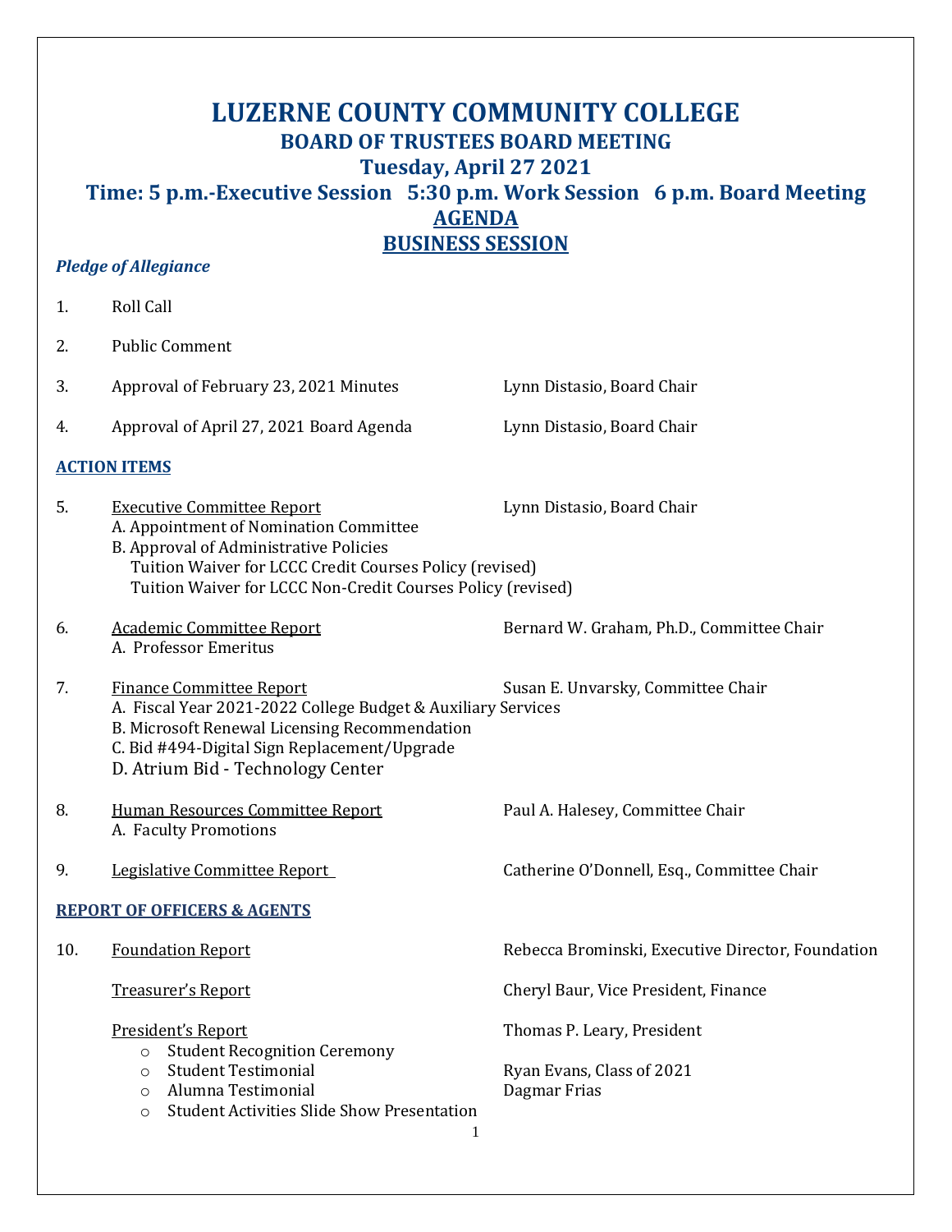# LUZERNE COUNTY COMMUNITY COLLEGE

## BOARD OF TRUSTEES BOARD MEETING

## Tuesday, April 27 2021

## Time: 5 p.m.-Executive Session 5:30 p.m. Work Session 6 p.m. Board Meeting

## AGENDA

## BUSINESS SESSION

***Pledge of Allegiance***

1. Roll Call

2. Public Comment

3. Approval of February 23, 2021 Minutes — Lynn Distasio, Board Chair

4. Approval of April 27, 2021 Board Agenda — Lynn Distasio, Board Chair

### ACTION ITEMS

5. Executive Committee Report — Lynn Distasio, Board Chair
   A. Appointment of Nomination Committee
   B. Approval of Administrative Policies
      Tuition Waiver for LCCC Credit Courses Policy (revised)
      Tuition Waiver for LCCC Non-Credit Courses Policy (revised)

6. Academic Committee Report — Bernard W. Graham, Ph.D., Committee Chair
   A. Professor Emeritus

7. Finance Committee Report — Susan E. Unvarsky, Committee Chair
   A. Fiscal Year 2021-2022 College Budget & Auxiliary Services
   B. Microsoft Renewal Licensing Recommendation
   C. Bid #494-Digital Sign Replacement/Upgrade
   D. Atrium Bid - Technology Center

8. Human Resources Committee Report — Paul A. Halesey, Committee Chair
   A. Faculty Promotions

9. Legislative Committee Report — Catherine O'Donnell, Esq., Committee Chair

### REPORT OF OFFICERS & AGENTS

10. Foundation Report — Rebecca Brominski, Executive Director, Foundation

    Treasurer's Report — Cheryl Baur, Vice President, Finance

    President's Report — Thomas P. Leary, President
    - Student Recognition Ceremony
    - Student Testimonial — Ryan Evans, Class of 2021
    - Alumna Testimonial — Dagmar Frias
    - Student Activities Slide Show Presentation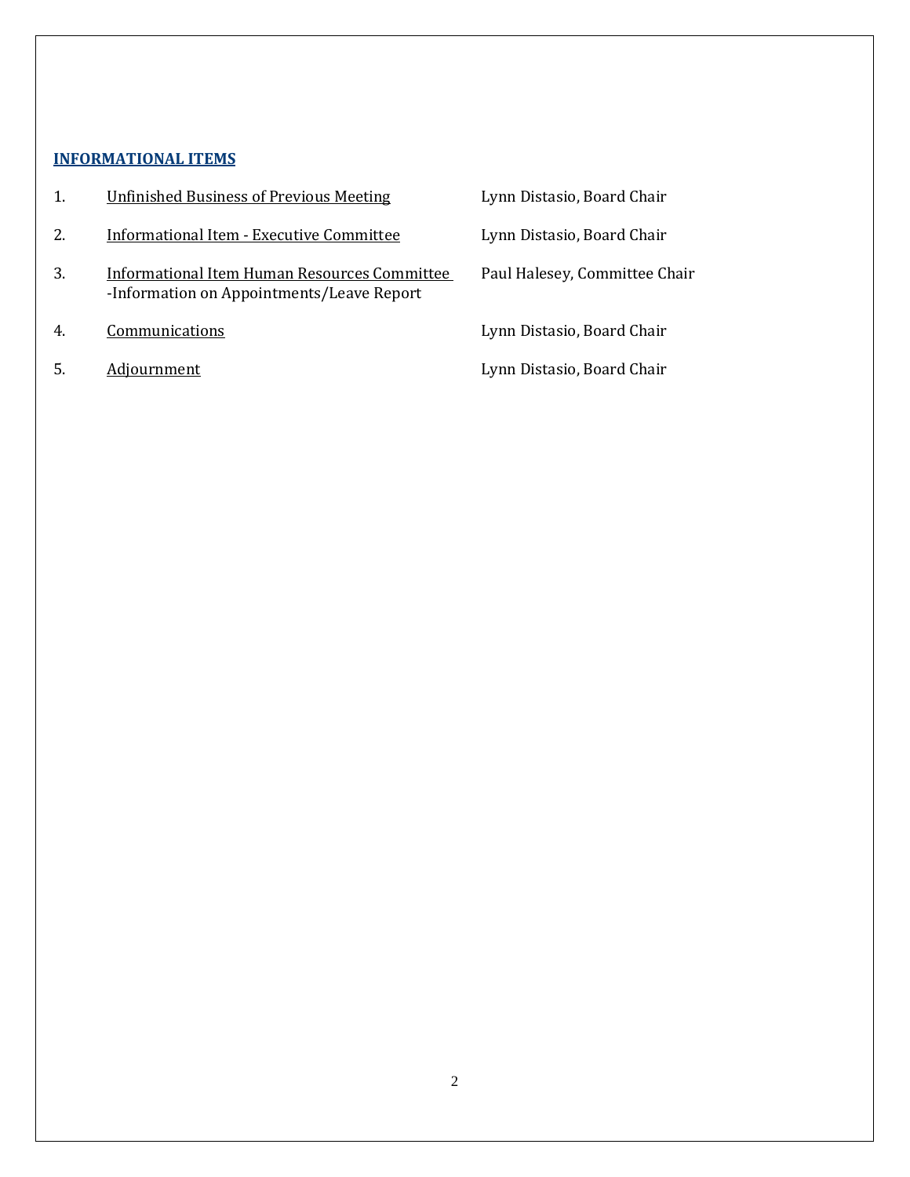## INFORMATIONAL ITEMS

| | Item | Presenter |
|---|---|---|
| 1. | Unfinished Business of Previous Meeting | Lynn Distasio, Board Chair |
| 2. | Informational Item - Executive Committee | Lynn Distasio, Board Chair |
| 3. | Informational Item Human Resources Committee -Information on Appointments/Leave Report | Paul Halesey, Committee Chair |
| 4. | Communications | Lynn Distasio, Board Chair |
| 5. | Adjournment | Lynn Distasio, Board Chair |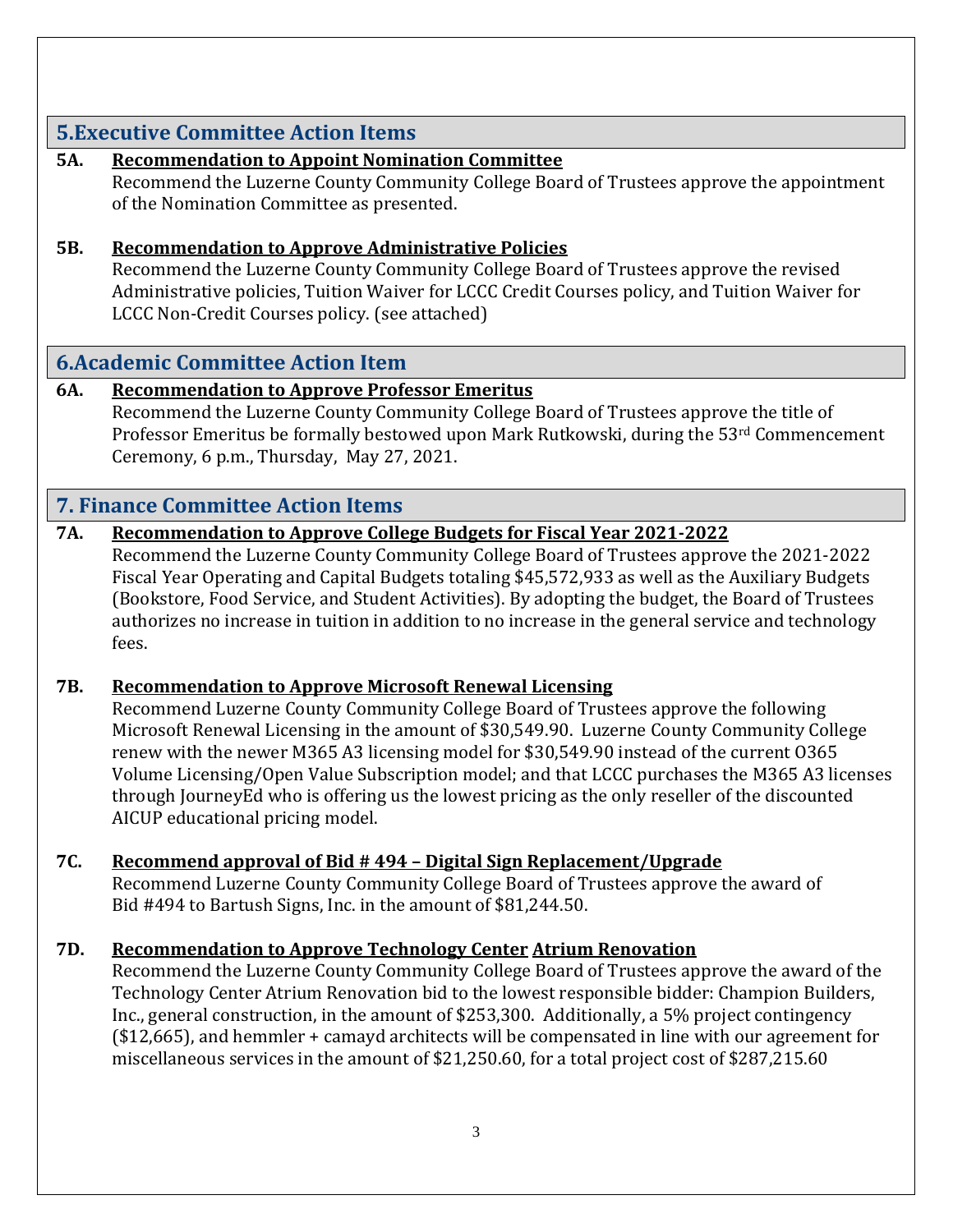## 5.Executive Committee Action Items

**5A. Recommendation to Appoint Nomination Committee**

Recommend the Luzerne County Community College Board of Trustees approve the appointment of the Nomination Committee as presented.

**5B. Recommendation to Approve Administrative Policies**

Recommend the Luzerne County Community College Board of Trustees approve the revised Administrative policies, Tuition Waiver for LCCC Credit Courses policy, and Tuition Waiver for LCCC Non-Credit Courses policy. (see attached)

## 6.Academic Committee Action Item

**6A. Recommendation to Approve Professor Emeritus**

Recommend the Luzerne County Community College Board of Trustees approve the title of Professor Emeritus be formally bestowed upon Mark Rutkowski, during the 53rd Commencement Ceremony, 6 p.m., Thursday, May 27, 2021.

## 7. Finance Committee Action Items

**7A. Recommendation to Approve College Budgets for Fiscal Year 2021-2022**

Recommend the Luzerne County Community College Board of Trustees approve the 2021-2022 Fiscal Year Operating and Capital Budgets totaling $45,572,933 as well as the Auxiliary Budgets (Bookstore, Food Service, and Student Activities). By adopting the budget, the Board of Trustees authorizes no increase in tuition in addition to no increase in the general service and technology fees.

**7B. Recommendation to Approve Microsoft Renewal Licensing**

Recommend Luzerne County Community College Board of Trustees approve the following Microsoft Renewal Licensing in the amount of $30,549.90. Luzerne County Community College renew with the newer M365 A3 licensing model for $30,549.90 instead of the current O365 Volume Licensing/Open Value Subscription model; and that LCCC purchases the M365 A3 licenses through JourneyEd who is offering us the lowest pricing as the only reseller of the discounted AICUP educational pricing model.

**7C. Recommend approval of Bid # 494 – Digital Sign Replacement/Upgrade**

Recommend Luzerne County Community College Board of Trustees approve the award of Bid #494 to Bartush Signs, Inc. in the amount of $81,244.50.

**7D. Recommendation to Approve Technology Center Atrium Renovation**

Recommend the Luzerne County Community College Board of Trustees approve the award of the Technology Center Atrium Renovation bid to the lowest responsible bidder: Champion Builders, Inc., general construction, in the amount of $253,300. Additionally, a 5% project contingency ($12,665), and hemmler + camayd architects will be compensated in line with our agreement for miscellaneous services in the amount of $21,250.60, for a total project cost of $287,215.60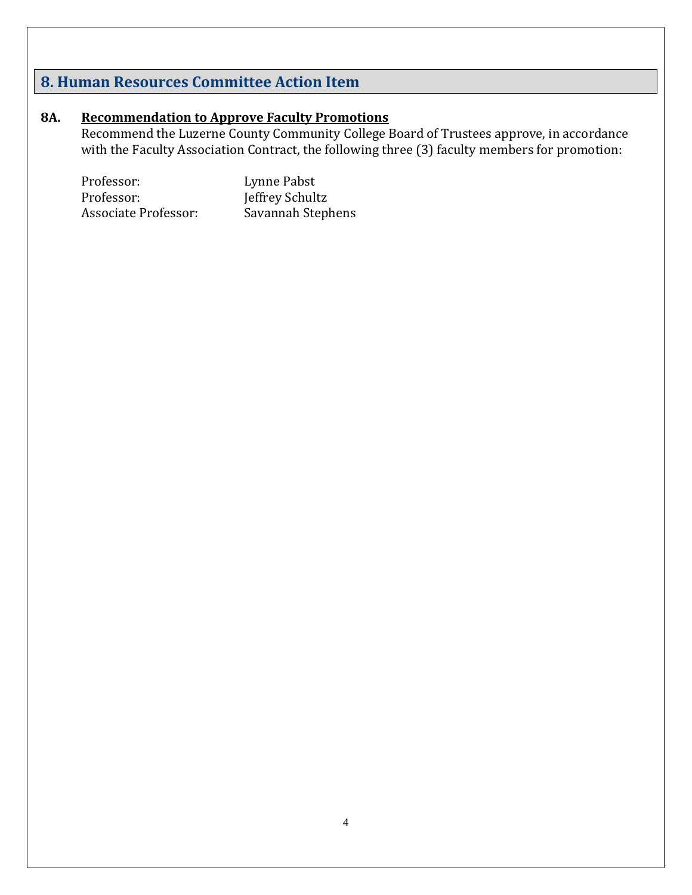## 8. Human Resources Committee Action Item

**8A. <u>Recommendation to Approve Faculty Promotions</u>**

Recommend the Luzerne County Community College Board of Trustees approve, in accordance with the Faculty Association Contract, the following three (3) faculty members for promotion:

| | |
|---|---|
| Professor: | Lynne Pabst |
| Professor: | Jeffrey Schultz |
| Associate Professor: | Savannah Stephens |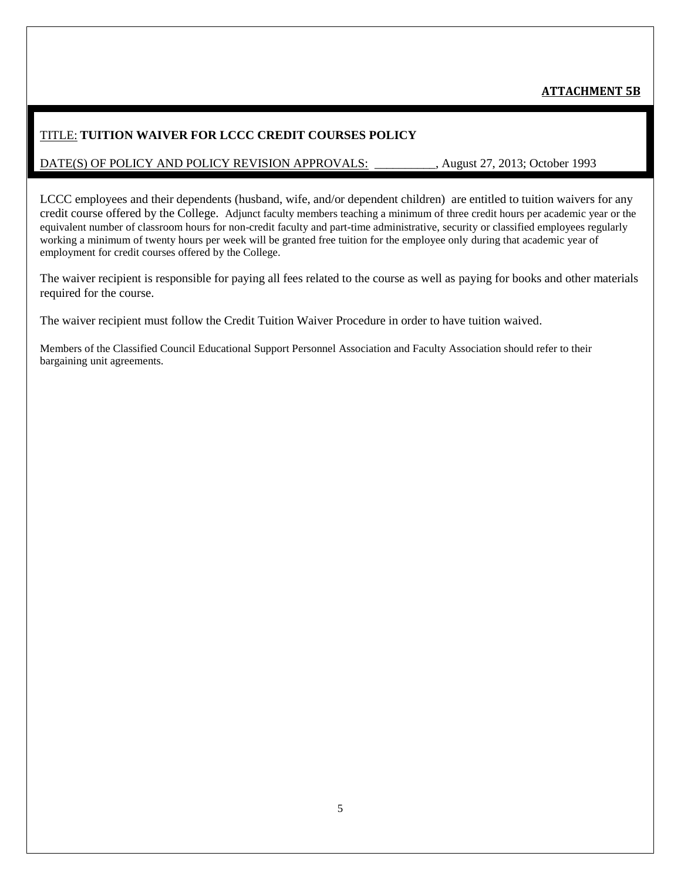**ATTACHMENT 5B**

TITLE: **TUITION WAIVER FOR LCCC CREDIT COURSES POLICY**

DATE(S) OF POLICY AND POLICY REVISION APPROVALS: __________, August 27, 2013; October 1993

LCCC employees and their dependents (husband, wife, and/or dependent children) are entitled to tuition waivers for any credit course offered by the College. Adjunct faculty members teaching a minimum of three credit hours per academic year or the equivalent number of classroom hours for non-credit faculty and part-time administrative, security or classified employees regularly working a minimum of twenty hours per week will be granted free tuition for the employee only during that academic year of employment for credit courses offered by the College.

The waiver recipient is responsible for paying all fees related to the course as well as paying for books and other materials required for the course.

The waiver recipient must follow the Credit Tuition Waiver Procedure in order to have tuition waived.

Members of the Classified Council Educational Support Personnel Association and Faculty Association should refer to their bargaining unit agreements.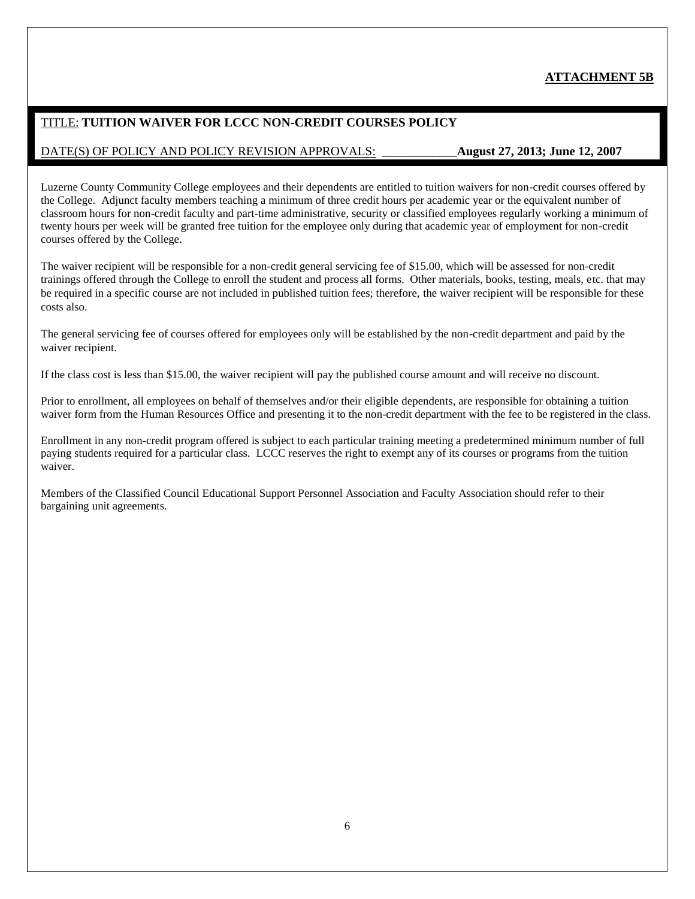**ATTACHMENT 5B**

TITLE: **TUITION WAIVER FOR LCCC NON-CREDIT COURSES POLICY**

DATE(S) OF POLICY AND POLICY REVISION APPROVALS: ____________**August 27, 2013; June 12, 2007**

Luzerne County Community College employees and their dependents are entitled to tuition waivers for non-credit courses offered by the College. Adjunct faculty members teaching a minimum of three credit hours per academic year or the equivalent number of classroom hours for non-credit faculty and part-time administrative, security or classified employees regularly working a minimum of twenty hours per week will be granted free tuition for the employee only during that academic year of employment for non-credit courses offered by the College.

The waiver recipient will be responsible for a non-credit general servicing fee of $15.00, which will be assessed for non-credit trainings offered through the College to enroll the student and process all forms. Other materials, books, testing, meals, etc. that may be required in a specific course are not included in published tuition fees; therefore, the waiver recipient will be responsible for these costs also.

The general servicing fee of courses offered for employees only will be established by the non-credit department and paid by the waiver recipient.

If the class cost is less than $15.00, the waiver recipient will pay the published course amount and will receive no discount.

Prior to enrollment, all employees on behalf of themselves and/or their eligible dependents, are responsible for obtaining a tuition waiver form from the Human Resources Office and presenting it to the non-credit department with the fee to be registered in the class.

Enrollment in any non-credit program offered is subject to each particular training meeting a predetermined minimum number of full paying students required for a particular class. LCCC reserves the right to exempt any of its courses or programs from the tuition waiver.

Members of the Classified Council Educational Support Personnel Association and Faculty Association should refer to their bargaining unit agreements.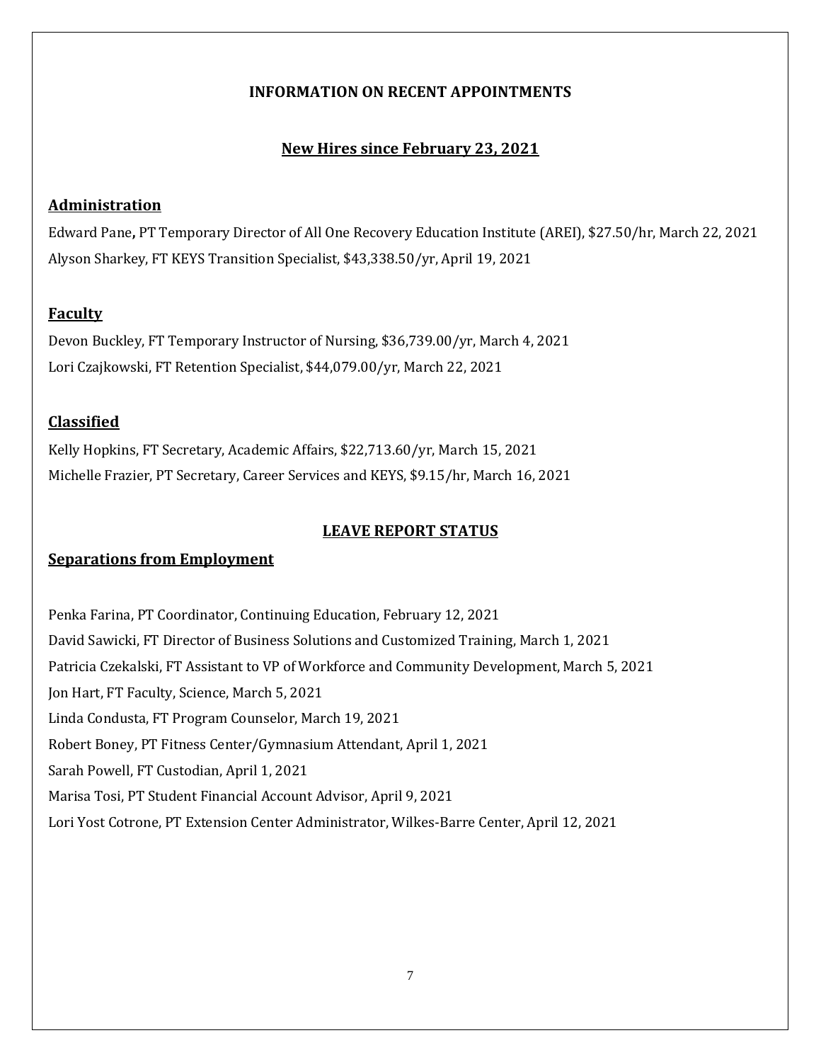## INFORMATION ON RECENT APPOINTMENTS

### New Hires since February 23, 2021

**Administration**

Edward Pane**,** PT Temporary Director of All One Recovery Education Institute (AREI), $27.50/hr, March 22, 2021
Alyson Sharkey, FT KEYS Transition Specialist, $43,338.50/yr, April 19, 2021

**Faculty**

Devon Buckley, FT Temporary Instructor of Nursing, $36,739.00/yr, March 4, 2021
Lori Czajkowski, FT Retention Specialist, $44,079.00/yr, March 22, 2021

**Classified**

Kelly Hopkins, FT Secretary, Academic Affairs, $22,713.60/yr, March 15, 2021
Michelle Frazier, PT Secretary, Career Services and KEYS, $9.15/hr, March 16, 2021

## LEAVE REPORT STATUS

**Separations from Employment**

Penka Farina, PT Coordinator, Continuing Education, February 12, 2021
David Sawicki, FT Director of Business Solutions and Customized Training, March 1, 2021
Patricia Czekalski, FT Assistant to VP of Workforce and Community Development, March 5, 2021
Jon Hart, FT Faculty, Science, March 5, 2021
Linda Condusta, FT Program Counselor, March 19, 2021
Robert Boney, PT Fitness Center/Gymnasium Attendant, April 1, 2021
Sarah Powell, FT Custodian, April 1, 2021
Marisa Tosi, PT Student Financial Account Advisor, April 9, 2021
Lori Yost Cotrone, PT Extension Center Administrator, Wilkes-Barre Center, April 12, 2021